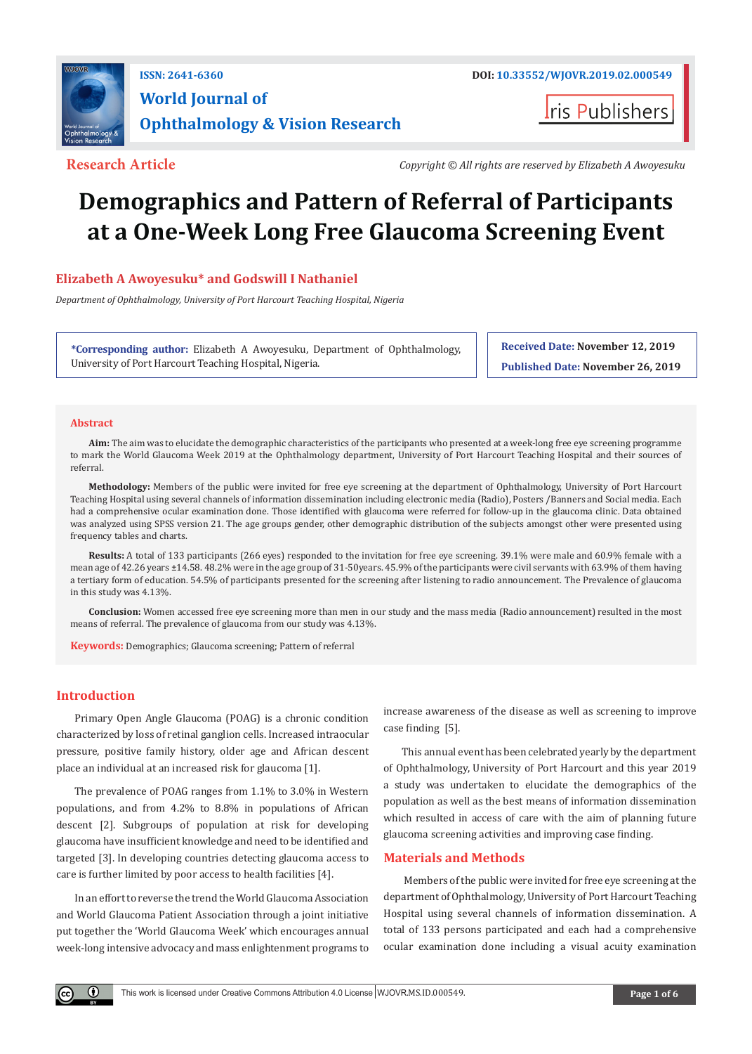ISSN: 2641-6360

DOI: 10.33552/WJOVR.2019.02.000549

**World Journal of Ophthalmology & Vision Research**

Iris Publishers

**Research Article**

*Copyright © All rights are reserved by Elizabeth A Awoyesuku*

# Demographics and Pattern of Referral of Participants at a One-Week Long Free Glaucoma Screening Event

**Elizabeth A Awoyesuku* and Godswill I Nathaniel**

*Department of Ophthalmology, University of Port Harcourt Teaching Hospital, Nigeria*

***Corresponding author:** Elizabeth A Awoyesuku, Department of Ophthalmology, University of Port Harcourt Teaching Hospital, Nigeria.

**Received Date:** November 12, 2019

**Published Date:** November 26, 2019

## Abstract

**Aim:** The aim was to elucidate the demographic characteristics of the participants who presented at a week-long free eye screening programme to mark the World Glaucoma Week 2019 at the Ophthalmology department, University of Port Harcourt Teaching Hospital and their sources of referral.

**Methodology:** Members of the public were invited for free eye screening at the department of Ophthalmology, University of Port Harcourt Teaching Hospital using several channels of information dissemination including electronic media (Radio), Posters /Banners and Social media. Each had a comprehensive ocular examination done. Those identified with glaucoma were referred for follow-up in the glaucoma clinic. Data obtained was analyzed using SPSS version 21. The age groups gender, other demographic distribution of the subjects amongst other were presented using frequency tables and charts.

**Results:** A total of 133 participants (266 eyes) responded to the invitation for free eye screening. 39.1% were male and 60.9% female with a mean age of 42.26 years ±14.58. 48.2% were in the age group of 31-50years. 45.9% of the participants were civil servants with 63.9% of them having a tertiary form of education. 54.5% of participants presented for the screening after listening to radio announcement. The Prevalence of glaucoma in this study was 4.13%.

**Conclusion:** Women accessed free eye screening more than men in our study and the mass media (Radio announcement) resulted in the most means of referral. The prevalence of glaucoma from our study was 4.13%.

**Keywords:** Demographics; Glaucoma screening; Pattern of referral

## Introduction

Primary Open Angle Glaucoma (POAG) is a chronic condition characterized by loss of retinal ganglion cells. Increased intraocular pressure, positive family history, older age and African descent place an individual at an increased risk for glaucoma [1].

The prevalence of POAG ranges from 1.1% to 3.0% in Western populations, and from 4.2% to 8.8% in populations of African descent [2]. Subgroups of population at risk for developing glaucoma have insufficient knowledge and need to be identified and targeted [3]. In developing countries detecting glaucoma access to care is further limited by poor access to health facilities [4].

In an effort to reverse the trend the World Glaucoma Association and World Glaucoma Patient Association through a joint initiative put together the 'World Glaucoma Week' which encourages annual week-long intensive advocacy and mass enlightenment programs to increase awareness of the disease as well as screening to improve case finding [5].

This annual event has been celebrated yearly by the department of Ophthalmology, University of Port Harcourt and this year 2019 a study was undertaken to elucidate the demographics of the population as well as the best means of information dissemination which resulted in access of care with the aim of planning future glaucoma screening activities and improving case finding.

## Materials and Methods

Members of the public were invited for free eye screening at the department of Ophthalmology, University of Port Harcourt Teaching Hospital using several channels of information dissemination. A total of 133 persons participated and each had a comprehensive ocular examination done including a visual acuity examination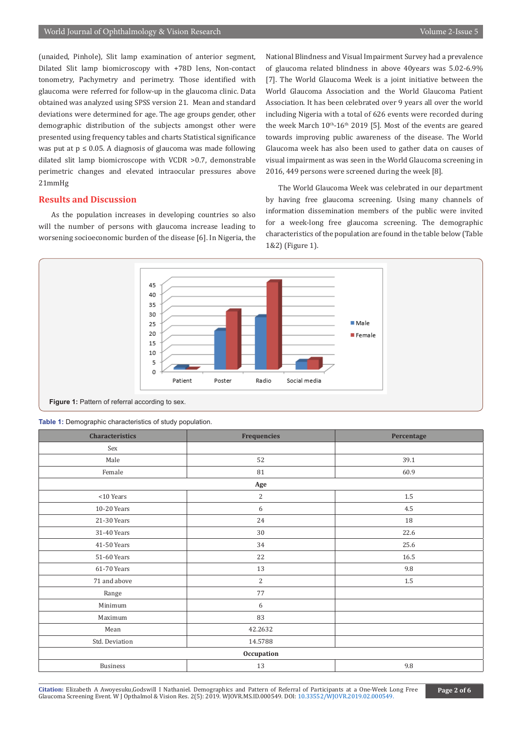(unaided, Pinhole), Slit lamp examination of anterior segment, Dilated Slit lamp biomicroscopy with +78D lens, Non-contact tonometry, Pachymetry and perimetry. Those identified with glaucoma were referred for follow-up in the glaucoma clinic. Data obtained was analyzed using SPSS version 21. Mean and standard deviations were determined for age. The age groups gender, other demographic distribution of the subjects amongst other were presented using frequency tables and charts Statistical significance was put at $p \leq 0.05$. A diagnosis of glaucoma was made following dilated slit lamp biomicroscope with VCDR >0.7, demonstrable perimetric changes and elevated intraocular pressures above 21mmHg

## Results and Discussion

As the population increases in developing countries so also will the number of persons with glaucoma increase leading to worsening socioeconomic burden of the disease [6]. In Nigeria, the National Blindness and Visual Impairment Survey had a prevalence of glaucoma related blindness in above 40years was 5.02-6.9% [7]. The World Glaucoma Week is a joint initiative between the World Glaucoma Association and the World Glaucoma Patient Association. It has been celebrated over 9 years all over the world including Nigeria with a total of 626 events were recorded during the week March 10th-16th 2019 [5]. Most of the events are geared towards improving public awareness of the disease. The World Glaucoma week has also been used to gather data on causes of visual impairment as was seen in the World Glaucoma screening in 2016, 449 persons were screened during the week [8].

The World Glaucoma Week was celebrated in our department by having free glaucoma screening. Using many channels of information dissemination members of the public were invited for a week-long free glaucoma screening. The demographic characteristics of the population are found in the table below (Table 1&2) (Figure 1).

**Figure 1:** Pattern of referral according to sex.

**Table 1:** Demographic characteristics of study population.

| Characteristics | Frequencies | Percentage |
|---|---|---|
| Sex | | |
| Male | 52 | 39.1 |
| Female | 81 | 60.9 |
| **Age** | | |
| <10 Years | 2 | 1.5 |
| 10-20 Years | 6 | 4.5 |
| 21-30 Years | 24 | 18 |
| 31-40 Years | 30 | 22.6 |
| 41-50 Years | 34 | 25.6 |
| 51-60 Years | 22 | 16.5 |
| 61-70 Years | 13 | 9.8 |
| 71 and above | 2 | 1.5 |
| Range | 77 | |
| Minimum | 6 | |
| Maximum | 83 | |
| Mean | 42.2632 | |
| Std. Deviation | 14.5788 | |
| **Occupation** | | |
| Business | 13 | 9.8 |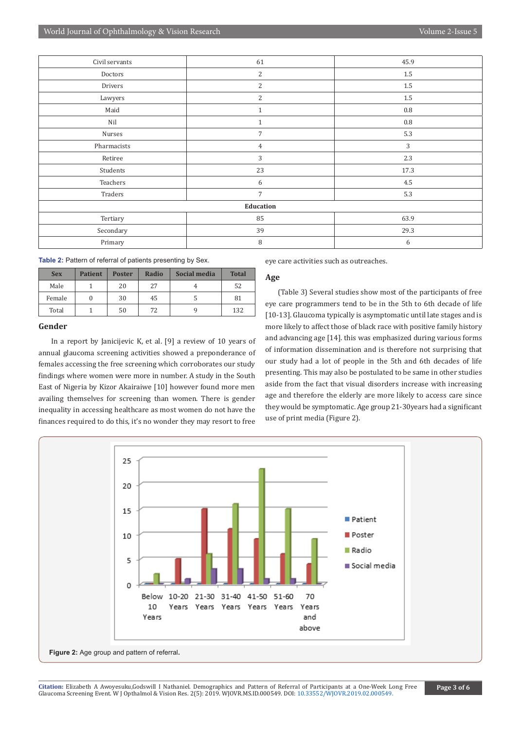| | | |
|---|---|---|
| Civil servants | 61 | 45.9 |
| Doctors | 2 | 1.5 |
| Drivers | 2 | 1.5 |
| Lawyers | 2 | 1.5 |
| Maid | 1 | 0.8 |
| Nil | 1 | 0.8 |
| Nurses | 7 | 5.3 |
| Pharmacists | 4 | 3 |
| Retiree | 3 | 2.3 |
| Students | 23 | 17.3 |
| Teachers | 6 | 4.5 |
| Traders | 7 | 5.3 |
| **Education** | | |
| Tertiary | 85 | 63.9 |
| Secondary | 39 | 29.3 |
| Primary | 8 | 6 |

**Table 2:** Pattern of referral of patients presenting by Sex.

| Sex | Patient | Poster | Radio | Social media | Total |
|---|---|---|---|---|---|
| Male | 1 | 20 | 27 | 4 | 52 |
| Female | 0 | 30 | 45 | 5 | 81 |
| Total | 1 | 50 | 72 | 9 | 132 |

## Gender

In a report by Janicijevic K, et al. [9] a review of 10 years of annual glaucoma screening activities showed a preponderance of females accessing the free screening which corroborates our study findings where women were more in number. A study in the South East of Nigeria by Kizor Akairaiwe [10] however found more men availing themselves for screening than women. There is gender inequality in accessing healthcare as most women do not have the finances required to do this, it's no wonder they may resort to free eye care activities such as outreaches.

## Age

(Table 3) Several studies show most of the participants of free eye care programmers tend to be in the 5th to 6th decade of life [10-13]. Glaucoma typically is asymptomatic until late stages and is more likely to affect those of black race with positive family history and advancing age [14]. this was emphasized during various forms of information dissemination and is therefore not surprising that our study had a lot of people in the 5th and 6th decades of life presenting. This may also be postulated to be same in other studies aside from the fact that visual disorders increase with increasing age and therefore the elderly are more likely to access care since they would be symptomatic. Age group 21-30years had a significant use of print media (Figure 2).

**Figure 2:** Age group and pattern of referral.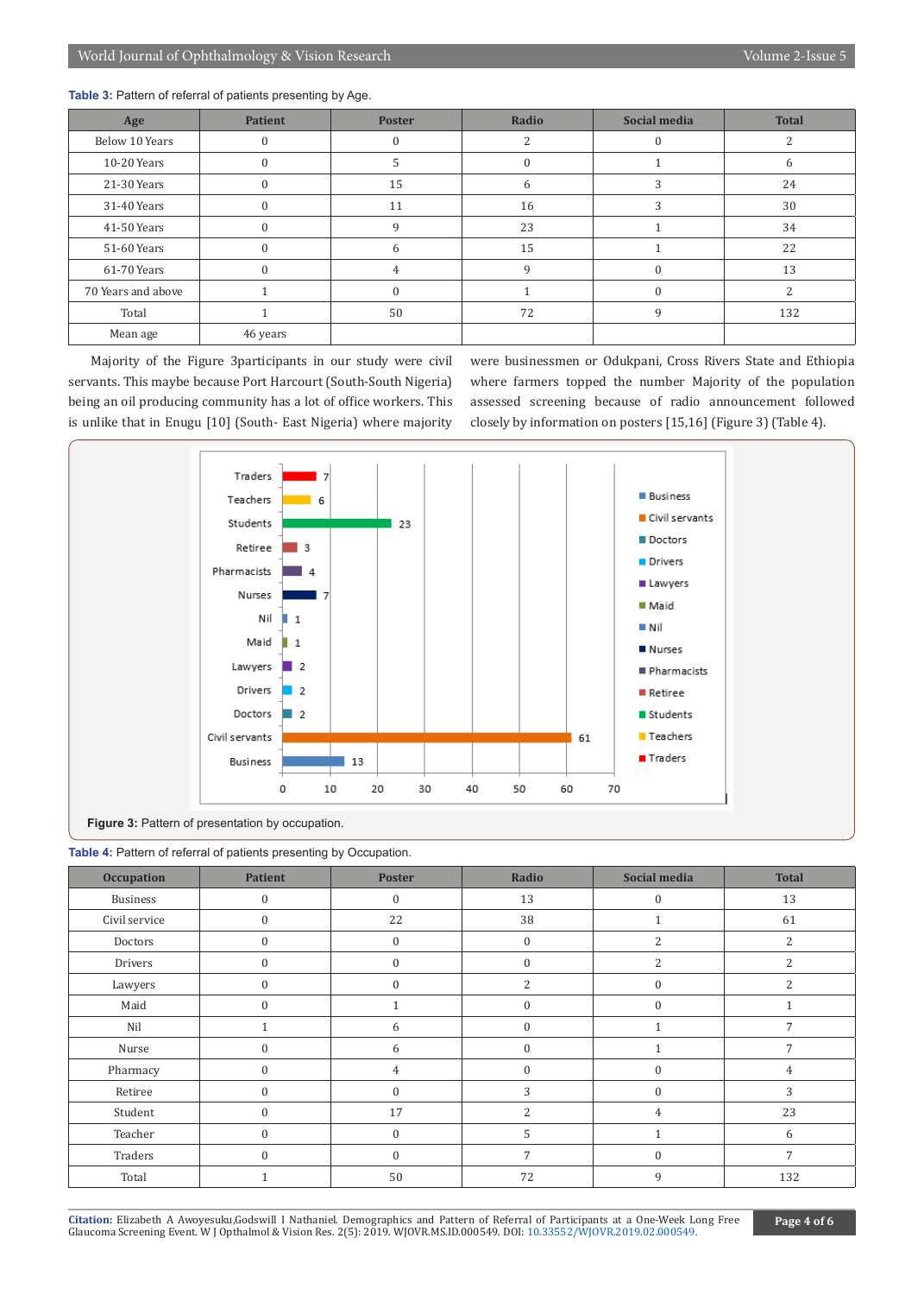**Table 3:** Pattern of referral of patients presenting by Age.

| Age | Patient | Poster | Radio | Social media | Total |
|---|---|---|---|---|---|
| Below 10 Years | 0 | 0 | 2 | 0 | 2 |
| 10-20 Years | 0 | 5 | 0 | 1 | 6 |
| 21-30 Years | 0 | 15 | 6 | 3 | 24 |
| 31-40 Years | 0 | 11 | 16 | 3 | 30 |
| 41-50 Years | 0 | 9 | 23 | 1 | 34 |
| 51-60 Years | 0 | 6 | 15 | 1 | 22 |
| 61-70 Years | 0 | 4 | 9 | 0 | 13 |
| 70 Years and above | 1 | 0 | 1 | 0 | 2 |
| Total | 1 | 50 | 72 | 9 | 132 |
| Mean age | 46 years | | | | |

Majority of the Figure 3participants in our study were civil servants. This maybe because Port Harcourt (South-South Nigeria) being an oil producing community has a lot of office workers. This is unlike that in Enugu [10] (South- East Nigeria) where majority were businessmen or Odukpani, Cross Rivers State and Ethiopia where farmers topped the number Majority of the population assessed screening because of radio announcement followed closely by information on posters [15,16] (Figure 3) (Table 4).

**Figure 3:** Pattern of presentation by occupation.

**Table 4:** Pattern of referral of patients presenting by Occupation.

| Occupation | Patient | Poster | Radio | Social media | Total |
|---|---|---|---|---|---|
| Business | 0 | 0 | 13 | 0 | 13 |
| Civil service | 0 | 22 | 38 | 1 | 61 |
| Doctors | 0 | 0 | 0 | 2 | 2 |
| Drivers | 0 | 0 | 0 | 2 | 2 |
| Lawyers | 0 | 0 | 2 | 0 | 2 |
| Maid | 0 | 1 | 0 | 0 | 1 |
| Nil | 1 | 6 | 0 | 1 | 7 |
| Nurse | 0 | 6 | 0 | 1 | 7 |
| Pharmacy | 0 | 4 | 0 | 0 | 4 |
| Retiree | 0 | 0 | 3 | 0 | 3 |
| Student | 0 | 17 | 2 | 4 | 23 |
| Teacher | 0 | 0 | 5 | 1 | 6 |
| Traders | 0 | 0 | 7 | 0 | 7 |
| Total | 1 | 50 | 72 | 9 | 132 |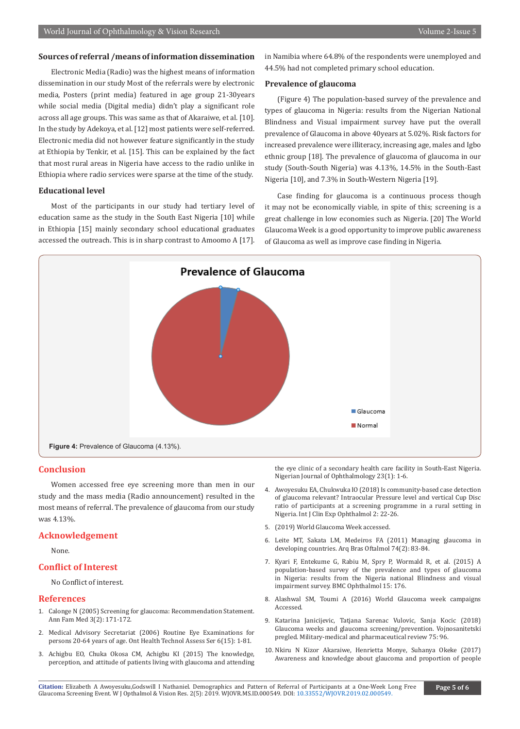### Sources of referral /means of information dissemination

Electronic Media (Radio) was the highest means of information dissemination in our study Most of the referrals were by electronic media, Posters (print media) featured in age group 21-30years while social media (Digital media) didn't play a significant role across all age groups. This was same as that of Akaraiwe, et al. [10]. In the study by Adekoya, et al. [12] most patients were self-referred. Electronic media did not however feature significantly in the study at Ethiopia by Tenkir, et al. [15]. This can be explained by the fact that most rural areas in Nigeria have access to the radio unlike in Ethiopia where radio services were sparse at the time of the study.

### Educational level

Most of the participants in our study had tertiary level of education same as the study in the South East Nigeria [10] while in Ethiopia [15] mainly secondary school educational graduates accessed the outreach. This is in sharp contrast to Amoomo A [17]. in Namibia where 64.8% of the respondents were unemployed and 44.5% had not completed primary school education.

### Prevalence of glaucoma

(Figure 4) The population-based survey of the prevalence and types of glaucoma in Nigeria: results from the Nigerian National Blindness and Visual impairment survey have put the overall prevalence of Glaucoma in above 40years at 5.02%. Risk factors for increased prevalence were illiteracy, increasing age, males and Igbo ethnic group [18]. The prevalence of glaucoma of glaucoma in our study (South-South Nigeria) was 4.13%, 14.5% in the South-East Nigeria [10], and 7.3% in South-Western Nigeria [19].

Case finding for glaucoma is a continuous process though it may not be economically viable, in spite of this; screening is a great challenge in low economies such as Nigeria. [20] The World Glaucoma Week is a good opportunity to improve public awareness of Glaucoma as well as improve case finding in Nigeria.

Prevalence of Glaucoma

Glaucoma
Normal

**Figure 4:** Prevalence of Glaucoma (4.13%).

## Conclusion

Women accessed free eye screening more than men in our study and the mass media (Radio announcement) resulted in the most means of referral. The prevalence of glaucoma from our study was 4.13%.

## Acknowledgement

None.

## Conflict of Interest

No Conflict of interest.

## References

1. Calonge N (2005) Screening for glaucoma: Recommendation Statement. Ann Fam Med 3(2): 171-172.
2. Medical Advisory Secretariat (2006) Routine Eye Examinations for persons 20-64 years of age. Ont Health Technol Assess Ser 6(15): 1-81.
3. Achigbu EO, Chuka Okosa CM, Achigbu KI (2015) The knowledge, perception, and attitude of patients living with glaucoma and attending the eye clinic of a secondary health care facility in South-East Nigeria. Nigerian Journal of Ophthalmology 23(1): 1-6.
4. Awoyesuku EA, Chukwuka IO (2018) Is community-based case detection of glaucoma relevant? Intraocular Pressure level and vertical Cup Disc ratio of participants at a screening programme in a rural setting in Nigeria. Int J Clin Exp Ophthalmol 2: 22-26.
5. (2019) World Glaucoma Week accessed.
6. Leite MT, Sakata LM, Medeiros FA (2011) Managing glaucoma in developing countries. Arq Bras Oftalmol 74(2): 83-84.
7. Kyari F, Entekume G, Rabiu M, Spry P, Wormald R, et al. (2015) A population-based survey of the prevalence and types of glaucoma in Nigeria: results from the Nigeria national Blindness and visual impairment survey. BMC Ophthalmol 15: 176.
8. Alashwal SM, Toumi A (2016) World Glaucoma week campaigns Accessed.
9. Katarina Janicijevic, Tatjana Sarenac Vulovic, Sanja Kocic (2018) Glaucoma weeks and glaucoma screening/prevention. Vojnosanitetski pregled. Military-medical and pharmaceutical review 75: 96.
10. Nkiru N Kizor Akaraiwe, Henrietta Monye, Suhanya Okeke (2017) Awareness and knowledge about glaucoma and proportion of people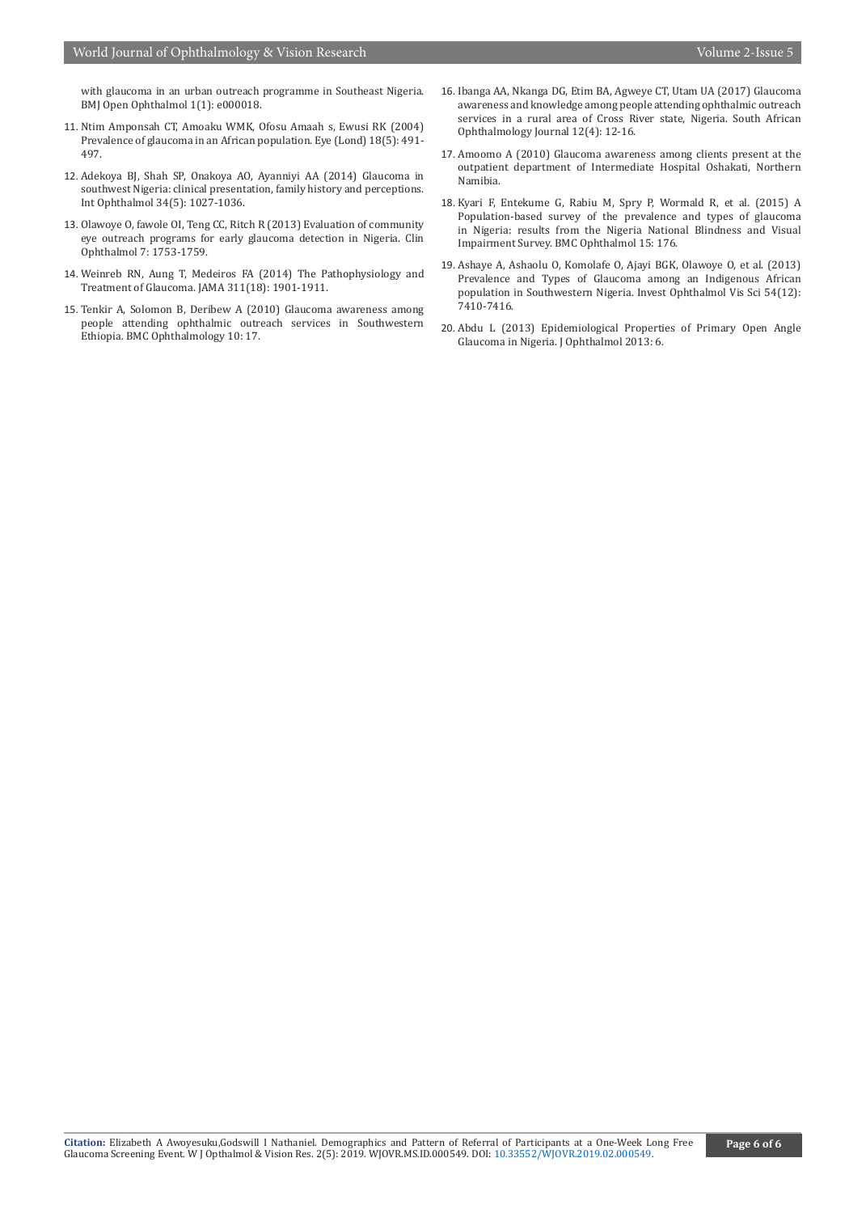with glaucoma in an urban outreach programme in Southeast Nigeria. BMJ Open Ophthalmol 1(1): e000018.

11. Ntim Amponsah CT, Amoaku WMK, Ofosu Amaah s, Ewusi RK (2004) Prevalence of glaucoma in an African population. Eye (Lond) 18(5): 491-497.
12. Adekoya BJ, Shah SP, Onakoya AO, Ayanniyi AA (2014) Glaucoma in southwest Nigeria: clinical presentation, family history and perceptions. Int Ophthalmol 34(5): 1027-1036.
13. Olawoye O, fawole OI, Teng CC, Ritch R (2013) Evaluation of community eye outreach programs for early glaucoma detection in Nigeria. Clin Ophthalmol 7: 1753-1759.
14. Weinreb RN, Aung T, Medeiros FA (2014) The Pathophysiology and Treatment of Glaucoma. JAMA 311(18): 1901-1911.
15. Tenkir A, Solomon B, Deribew A (2010) Glaucoma awareness among people attending ophthalmic outreach services in Southwestern Ethiopia. BMC Ophthalmology 10: 17.
16. Ibanga AA, Nkanga DG, Etim BA, Agweye CT, Utam UA (2017) Glaucoma awareness and knowledge among people attending ophthalmic outreach services in a rural area of Cross River state, Nigeria. South African Ophthalmology Journal 12(4): 12-16.
17. Amoomo A (2010) Glaucoma awareness among clients present at the outpatient department of Intermediate Hospital Oshakati, Northern Namibia.
18. Kyari F, Entekume G, Rabiu M, Spry P, Wormald R, et al. (2015) A Population-based survey of the prevalence and types of glaucoma in Nigeria: results from the Nigeria National Blindness and Visual Impairment Survey. BMC Ophthalmol 15: 176.
19. Ashaye A, Ashaolu O, Komolafe O, Ajayi BGK, Olawoye O, et al. (2013) Prevalence and Types of Glaucoma among an Indigenous African population in Southwestern Nigeria. Invest Ophthalmol Vis Sci 54(12): 7410-7416.
20. Abdu L (2013) Epidemiological Properties of Primary Open Angle Glaucoma in Nigeria. J Ophthalmol 2013: 6.

**Citation:** Elizabeth A Awoyesuku,Godswill I Nathaniel. Demographics and Pattern of Referral of Participants at a One-Week Long Free Glaucoma Screening Event. W J Opthalmol & Vision Res. 2(5): 2019. WJOVR.MS.ID.000549. DOI: 10.33552/WJOVR.2019.02.000549.